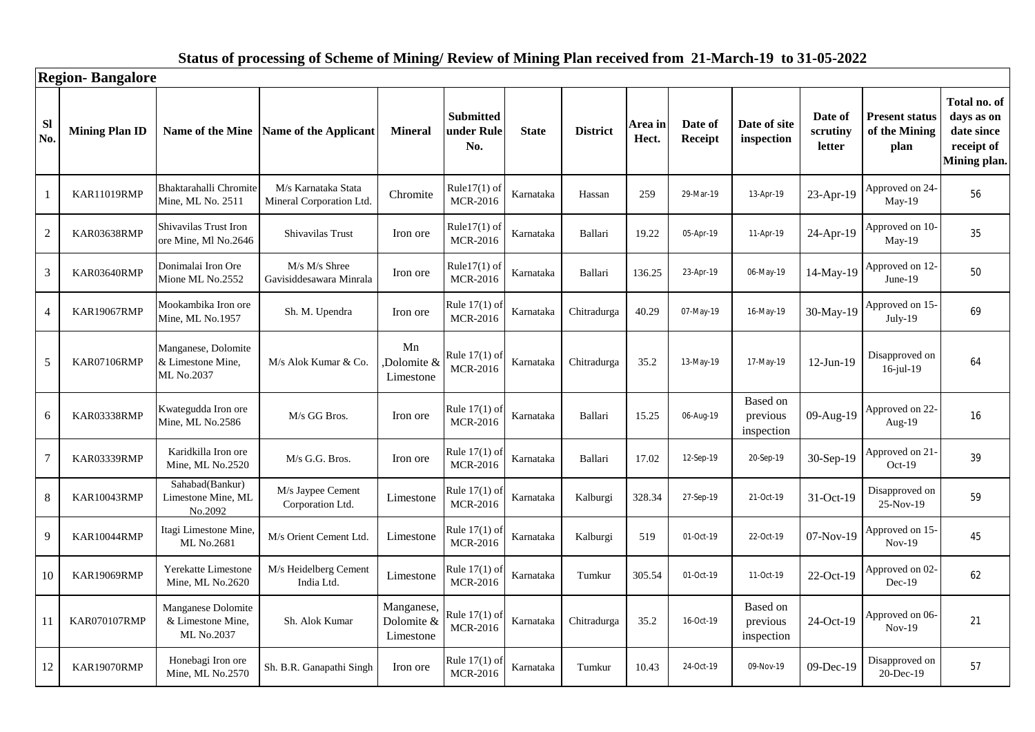## Status of processing of Scheme of Mining/ Review of Mining Plan received from 21-March-19 to 31-05-2022

### Region- Bangalore

| Sl No. | Mining Plan ID | Name of the Mine | Name of the Applicant | Mineral | Submitted under Rule No. | State | District | Area in Hect. | Date of Receipt | Date of site inspection | Date of scrutiny letter | Present status of the Mining plan | Total no. of days as on date since receipt of Mining plan. |
|---|---|---|---|---|---|---|---|---|---|---|---|---|---|
| 1 | KAR11019RMP | Bhaktarahalli Chromite Mine, ML No. 2511 | M/s Karnataka Stata Mineral Corporation Ltd. | Chromite | Rule17(1) of MCR-2016 | Karnataka | Hassan | 259 | 29-Mar-19 | 13-Apr-19 | 23-Apr-19 | Approved on 24-May-19 | 56 |
| 2 | KAR03638RMP | Shivavilas Trust Iron ore Mine, Ml No.2646 | Shivavilas Trust | Iron ore | Rule17(1) of MCR-2016 | Karnataka | Ballari | 19.22 | 05-Apr-19 | 11-Apr-19 | 24-Apr-19 | Approved on 10-May-19 | 35 |
| 3 | KAR03640RMP | Donimalai Iron Ore Mione ML No.2552 | M/s M/s Shree Gavisiddesawara Minrala | Iron ore | Rule17(1) of MCR-2016 | Karnataka | Ballari | 136.25 | 23-Apr-19 | 06-May-19 | 14-May-19 | Approved on 12-June-19 | 50 |
| 4 | KAR19067RMP | Mookambika Iron ore Mine, ML No.1957 | Sh. M. Upendra | Iron ore | Rule 17(1) of MCR-2016 | Karnataka | Chitradurga | 40.29 | 07-May-19 | 16-May-19 | 30-May-19 | Approved on 15-July-19 | 69 |
| 5 | KAR07106RMP | Manganese, Dolomite & Limestone Mine, ML No.2037 | M/s Alok Kumar & Co. | Mn ,Dolomite & Limestone | Rule 17(1) of MCR-2016 | Karnataka | Chitradurga | 35.2 | 13-May-19 | 17-May-19 | 12-Jun-19 | Disapproved on 16-jul-19 | 64 |
| 6 | KAR03338RMP | Kwategudda Iron ore Mine, ML No.2586 | M/s GG Bros. | Iron ore | Rule 17(1) of MCR-2016 | Karnataka | Ballari | 15.25 | 06-Aug-19 | Based on previous inspection | 09-Aug-19 | Approved on 22-Aug-19 | 16 |
| 7 | KAR03339RMP | Karidkilla Iron ore Mine, ML No.2520 | M/s G.G. Bros. | Iron ore | Rule 17(1) of MCR-2016 | Karnataka | Ballari | 17.02 | 12-Sep-19 | 20-Sep-19 | 30-Sep-19 | Approved on 21-Oct-19 | 39 |
| 8 | KAR10043RMP | Sahabad(Bankur) Limestone Mine, ML No.2092 | M/s Jaypee Cement Corporation Ltd. | Limestone | Rule 17(1) of MCR-2016 | Karnataka | Kalburgi | 328.34 | 27-Sep-19 | 21-Oct-19 | 31-Oct-19 | Disapproved on 25-Nov-19 | 59 |
| 9 | KAR10044RMP | Itagi Limestone Mine, ML No.2681 | M/s Orient Cement Ltd. | Limestone | Rule 17(1) of MCR-2016 | Karnataka | Kalburgi | 519 | 01-Oct-19 | 22-Oct-19 | 07-Nov-19 | Approved on 15-Nov-19 | 45 |
| 10 | KAR19069RMP | Yerekatte Limestone Mine, ML No.2620 | M/s Heidelberg Cement India Ltd. | Limestone | Rule 17(1) of MCR-2016 | Karnataka | Tumkur | 305.54 | 01-Oct-19 | 11-Oct-19 | 22-Oct-19 | Approved on 02-Dec-19 | 62 |
| 11 | KAR070107RMP | Manganese Dolomite & Limestone Mine, ML No.2037 | Sh. Alok Kumar | Manganese, Dolomite & Limestone | Rule 17(1) of MCR-2016 | Karnataka | Chitradurga | 35.2 | 16-Oct-19 | Based on previous inspection | 24-Oct-19 | Approved on 06-Nov-19 | 21 |
| 12 | KAR19070RMP | Honebagi Iron ore Mine, ML No.2570 | Sh. B.R. Ganapathi Singh | Iron ore | Rule 17(1) of MCR-2016 | Karnataka | Tumkur | 10.43 | 24-Oct-19 | 09-Nov-19 | 09-Dec-19 | Disapproved on 20-Dec-19 | 57 |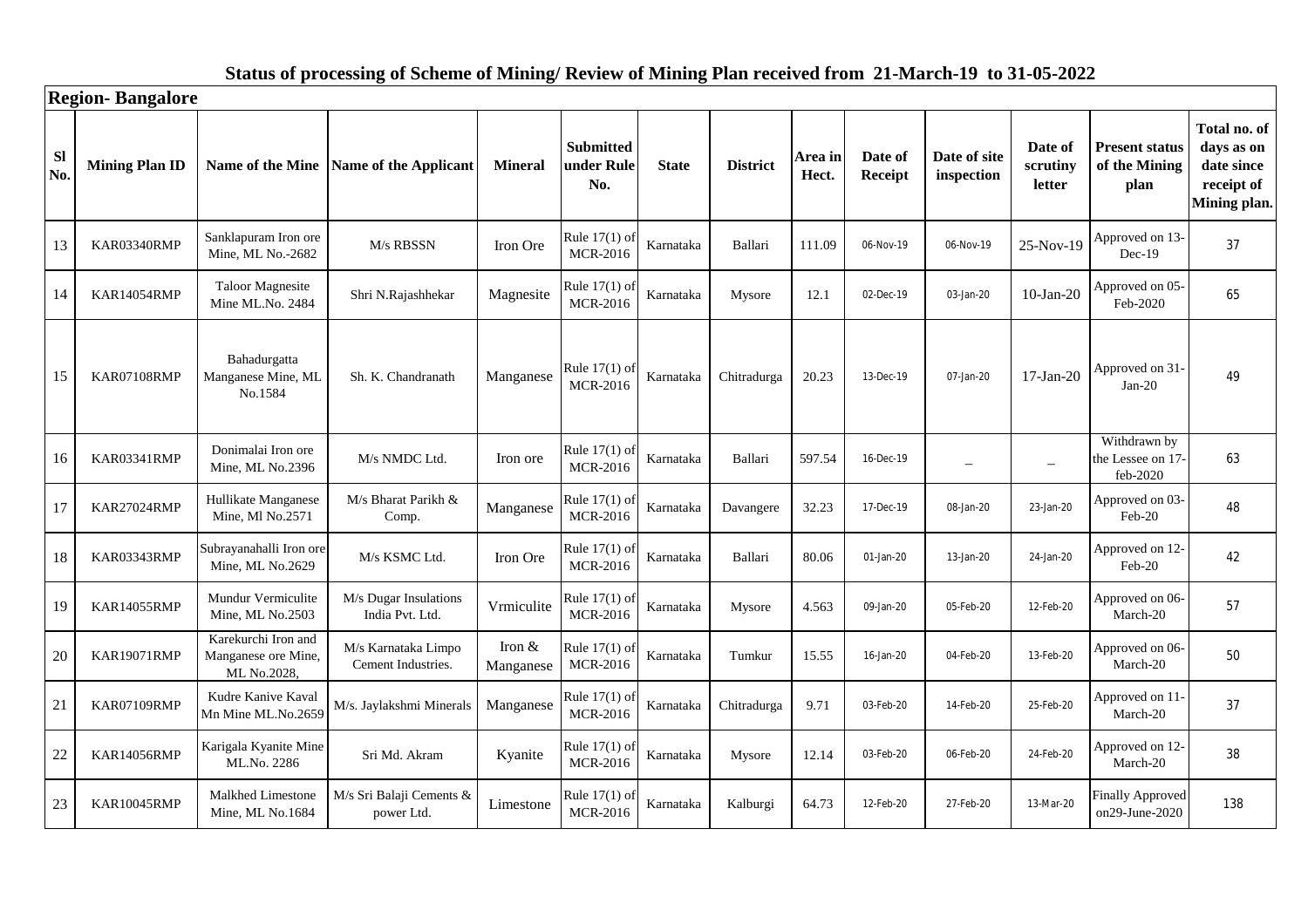## Status of processing of Scheme of Mining/ Review of Mining Plan received from 21-March-19 to 31-05-2022

**Region- Bangalore**

| Sl No. | Mining Plan ID | Name of the Mine | Name of the Applicant | Mineral | Submitted under Rule No. | State | District | Area in Hect. | Date of Receipt | Date of site inspection | Date of scrutiny letter | Present status of the Mining plan | Total no. of days as on date since receipt of Mining plan. |
|---|---|---|---|---|---|---|---|---|---|---|---|---|---|
| 13 | KAR03340RMP | Sanklapuram Iron ore Mine, ML No.-2682 | M/s RBSSN | Iron Ore | Rule 17(1) of MCR-2016 | Karnataka | Ballari | 111.09 | 06-Nov-19 | 06-Nov-19 | 25-Nov-19 | Approved on 13-Dec-19 | 37 |
| 14 | KAR14054RMP | Taloor Magnesite Mine ML.No. 2484 | Shri N.Rajashhekar | Magnesite | Rule 17(1) of MCR-2016 | Karnataka | Mysore | 12.1 | 02-Dec-19 | 03-Jan-20 | 10-Jan-20 | Approved on 05-Feb-2020 | 65 |
| 15 | KAR07108RMP | Bahadurgatta Manganese Mine, ML No.1584 | Sh. K. Chandranath | Manganese | Rule 17(1) of MCR-2016 | Karnataka | Chitradurga | 20.23 | 13-Dec-19 | 07-Jan-20 | 17-Jan-20 | Approved on 31-Jan-20 | 49 |
| 16 | KAR03341RMP | Donimalai Iron ore Mine, ML No.2396 | M/s NMDC Ltd. | Iron ore | Rule 17(1) of MCR-2016 | Karnataka | Ballari | 597.54 | 16-Dec-19 | _ | _ | Withdrawn by the Lessee on 17-feb-2020 | 63 |
| 17 | KAR27024RMP | Hullikate Manganese Mine, Ml No.2571 | M/s Bharat Parikh & Comp. | Manganese | Rule 17(1) of MCR-2016 | Karnataka | Davangere | 32.23 | 17-Dec-19 | 08-Jan-20 | 23-Jan-20 | Approved on 03-Feb-20 | 48 |
| 18 | KAR03343RMP | Subrayanahalli Iron ore Mine, ML No.2629 | M/s KSMC Ltd. | Iron Ore | Rule 17(1) of MCR-2016 | Karnataka | Ballari | 80.06 | 01-Jan-20 | 13-Jan-20 | 24-Jan-20 | Approved on 12-Feb-20 | 42 |
| 19 | KAR14055RMP | Mundur Vermiculite Mine, ML No.2503 | M/s Dugar Insulations India Pvt. Ltd. | Vrmiculite | Rule 17(1) of MCR-2016 | Karnataka | Mysore | 4.563 | 09-Jan-20 | 05-Feb-20 | 12-Feb-20 | Approved on 06-March-20 | 57 |
| 20 | KAR19071RMP | Karekurchi Iron and Manganese ore Mine, ML No.2028, | M/s Karnataka Limpo Cement Industries. | Iron & Manganese | Rule 17(1) of MCR-2016 | Karnataka | Tumkur | 15.55 | 16-Jan-20 | 04-Feb-20 | 13-Feb-20 | Approved on 06-March-20 | 50 |
| 21 | KAR07109RMP | Kudre Kanive Kaval Mn Mine ML.No.2659 | M/s. Jaylakshmi Minerals | Manganese | Rule 17(1) of MCR-2016 | Karnataka | Chitradurga | 9.71 | 03-Feb-20 | 14-Feb-20 | 25-Feb-20 | Approved on 11-March-20 | 37 |
| 22 | KAR14056RMP | Karigala Kyanite Mine ML.No. 2286 | Sri Md. Akram | Kyanite | Rule 17(1) of MCR-2016 | Karnataka | Mysore | 12.14 | 03-Feb-20 | 06-Feb-20 | 24-Feb-20 | Approved on 12-March-20 | 38 |
| 23 | KAR10045RMP | Malkhed Limestone Mine, ML No.1684 | M/s Sri Balaji Cements & power Ltd. | Limestone | Rule 17(1) of MCR-2016 | Karnataka | Kalburgi | 64.73 | 12-Feb-20 | 27-Feb-20 | 13-Mar-20 | Finally Approved on29-June-2020 | 138 |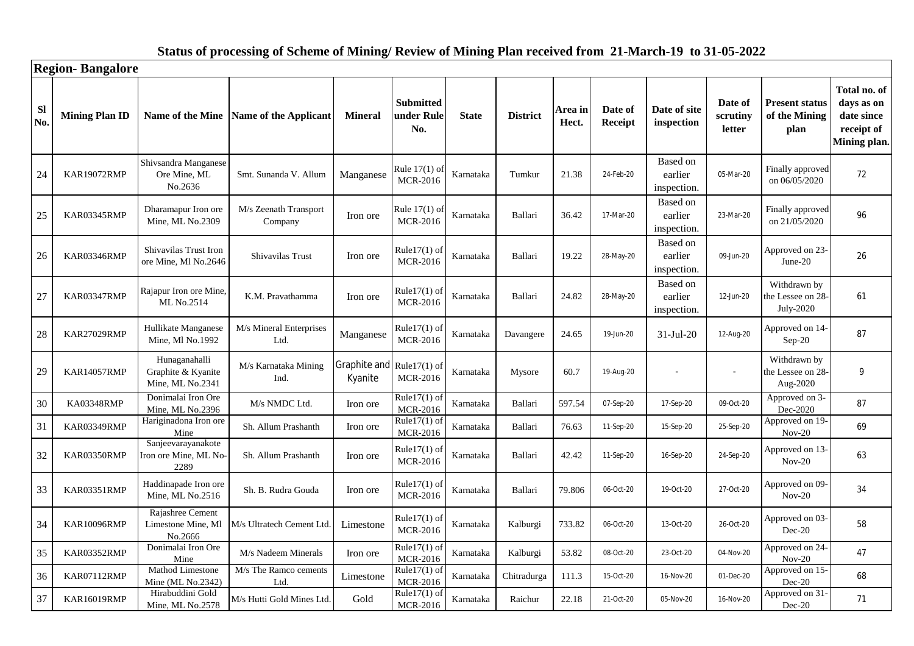# Status of processing of Scheme of Mining/ Review of Mining Plan received from 21-March-19 to 31-05-2022

## Region- Bangalore

| Sl No. | Mining Plan ID | Name of the Mine | Name of the Applicant | Mineral | Submitted under Rule No. | State | District | Area in Hect. | Date of Receipt | Date of site inspection | Date of scrutiny letter | Present status of the Mining plan | Total no. of days as on date since receipt of Mining plan. |
|---|---|---|---|---|---|---|---|---|---|---|---|---|---|
| 24 | KAR19072RMP | Shivsandra Manganese Ore Mine, ML No.2636 | Smt. Sunanda V. Allum | Manganese | Rule 17(1) of MCR-2016 | Karnataka | Tumkur | 21.38 | 24-Feb-20 | Based on earlier inspection. | 05-Mar-20 | Finally approved on 06/05/2020 | 72 |
| 25 | KAR03345RMP | Dharamapur Iron ore Mine, ML No.2309 | M/s Zeenath Transport Company | Iron ore | Rule 17(1) of MCR-2016 | Karnataka | Ballari | 36.42 | 17-Mar-20 | Based on earlier inspection. | 23-Mar-20 | Finally approved on 21/05/2020 | 96 |
| 26 | KAR03346RMP | Shivavilas Trust Iron ore Mine, Ml No.2646 | Shivavilas Trust | Iron ore | Rule17(1) of MCR-2016 | Karnataka | Ballari | 19.22 | 28-May-20 | Based on earlier inspection. | 09-Jun-20 | Approved on 23-June-20 | 26 |
| 27 | KAR03347RMP | Rajapur Iron ore Mine, ML No.2514 | K.M. Pravathamma | Iron ore | Rule17(1) of MCR-2016 | Karnataka | Ballari | 24.82 | 28-May-20 | Based on earlier inspection. | 12-Jun-20 | Withdrawn by the Lessee on 28-July-2020 | 61 |
| 28 | KAR27029RMP | Hullikate Manganese Mine, Ml No.1992 | M/s Mineral Enterprises Ltd. | Manganese | Rule17(1) of MCR-2016 | Karnataka | Davangere | 24.65 | 19-Jun-20 | 31-Jul-20 | 12-Aug-20 | Approved on 14-Sep-20 | 87 |
| 29 | KAR14057RMP | Hunaganahalli Graphite & Kyanite Mine, ML No.2341 | M/s Karnataka Mining Ind. | Graphite and Kyanite | Rule17(1) of MCR-2016 | Karnataka | Mysore | 60.7 | 19-Aug-20 | - | - | Withdrawn by the Lessee on 28-Aug-2020 | 9 |
| 30 | KA03348RMP | Donimalai Iron Ore Mine, ML No.2396 | M/s NMDC Ltd. | Iron ore | Rule17(1) of MCR-2016 | Karnataka | Ballari | 597.54 | 07-Sep-20 | 17-Sep-20 | 09-Oct-20 | Approved on 3-Dec-2020 | 87 |
| 31 | KAR03349RMP | Hariginadona Iron ore Mine | Sh. Allum Prashanth | Iron ore | Rule17(1) of MCR-2016 | Karnataka | Ballari | 76.63 | 11-Sep-20 | 15-Sep-20 | 25-Sep-20 | Approved on 19-Nov-20 | 69 |
| 32 | KAR03350RMP | Sanjeevarayanakote Iron ore Mine, ML No-2289 | Sh. Allum Prashanth | Iron ore | Rule17(1) of MCR-2016 | Karnataka | Ballari | 42.42 | 11-Sep-20 | 16-Sep-20 | 24-Sep-20 | Approved on 13-Nov-20 | 63 |
| 33 | KAR03351RMP | Haddinapade Iron ore Mine, ML No.2516 | Sh. B. Rudra Gouda | Iron ore | Rule17(1) of MCR-2016 | Karnataka | Ballari | 79.806 | 06-Oct-20 | 19-Oct-20 | 27-Oct-20 | Approved on 09-Nov-20 | 34 |
| 34 | KAR10096RMP | Rajashree Cement Limestone Mine, Ml No.2666 | M/s Ultratech Cement Ltd. | Limestone | Rule17(1) of MCR-2016 | Karnataka | Kalburgi | 733.82 | 06-Oct-20 | 13-Oct-20 | 26-Oct-20 | Approved on 03-Dec-20 | 58 |
| 35 | KAR03352RMP | Donimalai Iron Ore Mine | M/s Nadeem Minerals | Iron ore | Rule17(1) of MCR-2016 | Karnataka | Kalburgi | 53.82 | 08-Oct-20 | 23-Oct-20 | 04-Nov-20 | Approved on 24-Nov-20 | 47 |
| 36 | KAR07112RMP | Mathod Limestone Mine (ML No.2342) | M/s The Ramco cements Ltd. | Limestone | Rule17(1) of MCR-2016 | Karnataka | Chitradurga | 111.3 | 15-Oct-20 | 16-Nov-20 | 01-Dec-20 | Approved on 15-Dec-20 | 68 |
| 37 | KAR16019RMP | Hirabuddini Gold Mine, ML No.2578 | M/s Hutti Gold Mines Ltd. | Gold | Rule17(1) of MCR-2016 | Karnataka | Raichur | 22.18 | 21-Oct-20 | 05-Nov-20 | 16-Nov-20 | Approved on 31-Dec-20 | 71 |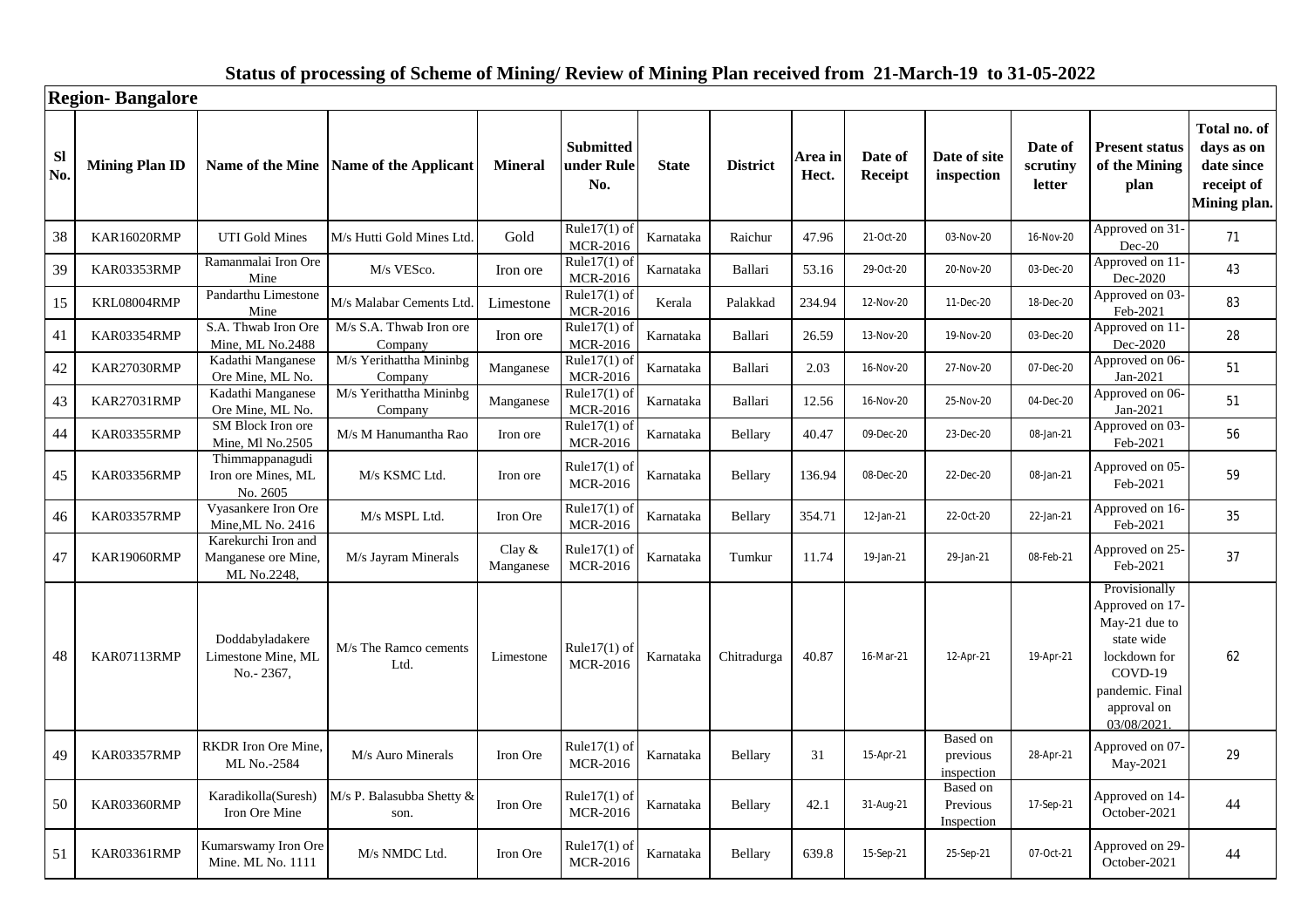## Status of processing of Scheme of Mining/ Review of Mining Plan received from 21-March-19 to 31-05-2022

### Region- Bangalore

| Sl No. | Mining Plan ID | Name of the Mine | Name of the Applicant | Mineral | Submitted under Rule No. | State | District | Area in Hect. | Date of Receipt | Date of site inspection | Date of scrutiny letter | Present status of the Mining plan | Total no. of days as on date since receipt of Mining plan. |
|---|---|---|---|---|---|---|---|---|---|---|---|---|---|
| 38 | KAR16020RMP | UTI Gold Mines | M/s Hutti Gold Mines Ltd. | Gold | Rule17(1) of MCR-2016 | Karnataka | Raichur | 47.96 | 21-Oct-20 | 03-Nov-20 | 16-Nov-20 | Approved on 31-Dec-20 | 71 |
| 39 | KAR03353RMP | Ramanmalai Iron Ore Mine | M/s VESco. | Iron ore | Rule17(1) of MCR-2016 | Karnataka | Ballari | 53.16 | 29-Oct-20 | 20-Nov-20 | 03-Dec-20 | Approved on 11-Dec-2020 | 43 |
| 15 | KRL08004RMP | Pandarthu Limestone Mine | M/s Malabar Cements Ltd. | Limestone | Rule17(1) of MCR-2016 | Kerala | Palakkad | 234.94 | 12-Nov-20 | 11-Dec-20 | 18-Dec-20 | Approved on 03-Feb-2021 | 83 |
| 41 | KAR03354RMP | S.A. Thwab Iron Ore Mine, ML No.2488 | M/s S.A. Thwab Iron ore Company | Iron ore | Rule17(1) of MCR-2016 | Karnataka | Ballari | 26.59 | 13-Nov-20 | 19-Nov-20 | 03-Dec-20 | Approved on 11-Dec-2020 | 28 |
| 42 | KAR27030RMP | Kadathi Manganese Ore Mine, ML No. | M/s Yerithattha Mininbg Company | Manganese | Rule17(1) of MCR-2016 | Karnataka | Ballari | 2.03 | 16-Nov-20 | 27-Nov-20 | 07-Dec-20 | Approved on 06-Jan-2021 | 51 |
| 43 | KAR27031RMP | Kadathi Manganese Ore Mine, ML No. | M/s Yerithattha Mininbg Company | Manganese | Rule17(1) of MCR-2016 | Karnataka | Ballari | 12.56 | 16-Nov-20 | 25-Nov-20 | 04-Dec-20 | Approved on 06-Jan-2021 | 51 |
| 44 | KAR03355RMP | SM Block Iron ore Mine, Ml No.2505 | M/s M Hanumantha Rao | Iron ore | Rule17(1) of MCR-2016 | Karnataka | Bellary | 40.47 | 09-Dec-20 | 23-Dec-20 | 08-Jan-21 | Approved on 03-Feb-2021 | 56 |
| 45 | KAR03356RMP | Thimmappanagudi Iron ore Mines, ML No. 2605 | M/s KSMC Ltd. | Iron ore | Rule17(1) of MCR-2016 | Karnataka | Bellary | 136.94 | 08-Dec-20 | 22-Dec-20 | 08-Jan-21 | Approved on 05-Feb-2021 | 59 |
| 46 | KAR03357RMP | Vyasankere Iron Ore Mine,ML No. 2416 | M/s MSPL Ltd. | Iron Ore | Rule17(1) of MCR-2016 | Karnataka | Bellary | 354.71 | 12-Jan-21 | 22-Oct-20 | 22-Jan-21 | Approved on 16-Feb-2021 | 35 |
| 47 | KAR19060RMP | Karekurchi Iron and Manganese ore Mine, ML No.2248, | M/s Jayram Minerals | Clay & Manganese | Rule17(1) of MCR-2016 | Karnataka | Tumkur | 11.74 | 19-Jan-21 | 29-Jan-21 | 08-Feb-21 | Approved on 25-Feb-2021 | 37 |
| 48 | KAR07113RMP | Doddabyladakere Limestone Mine, ML No.- 2367, | M/s The Ramco cements Ltd. | Limestone | Rule17(1) of MCR-2016 | Karnataka | Chitradurga | 40.87 | 16-Mar-21 | 12-Apr-21 | 19-Apr-21 | Provisionally Approved on 17-May-21 due to state wide lockdown for COVD-19 pandemic. Final approval on 03/08/2021. | 62 |
| 49 | KAR03357RMP | RKDR Iron Ore Mine, ML No.-2584 | M/s Auro Minerals | Iron Ore | Rule17(1) of MCR-2016 | Karnataka | Bellary | 31 | 15-Apr-21 | Based on previous inspection | 28-Apr-21 | Approved on 07-May-2021 | 29 |
| 50 | KAR03360RMP | Karadikolla(Suresh) Iron Ore Mine | M/s P. Balasubba Shetty & son. | Iron Ore | Rule17(1) of MCR-2016 | Karnataka | Bellary | 42.1 | 31-Aug-21 | Based on Previous Inspection | 17-Sep-21 | Approved on 14-October-2021 | 44 |
| 51 | KAR03361RMP | Kumarswamy Iron Ore Mine. ML No. 1111 | M/s NMDC Ltd. | Iron Ore | Rule17(1) of MCR-2016 | Karnataka | Bellary | 639.8 | 15-Sep-21 | 25-Sep-21 | 07-Oct-21 | Approved on 29-October-2021 | 44 |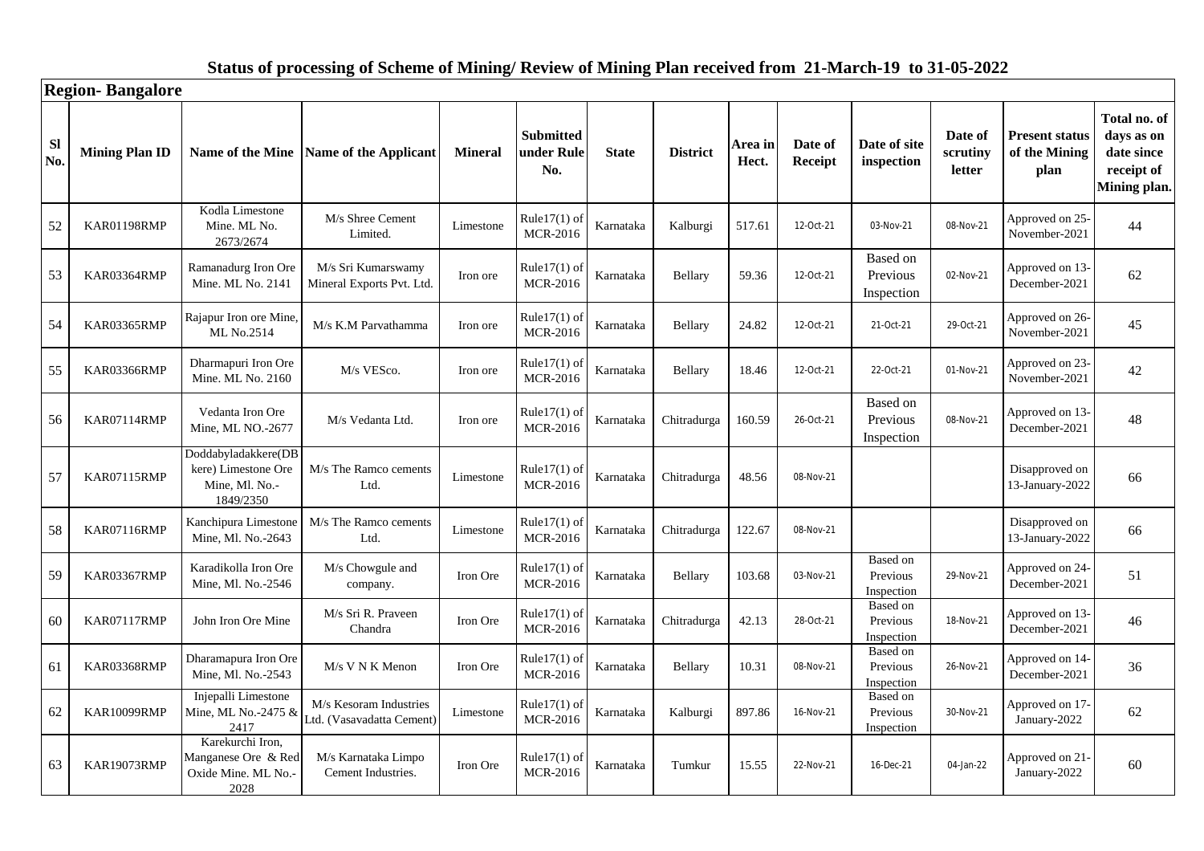# Status of processing of Scheme of Mining/ Review of Mining Plan received from 21-March-19 to 31-05-2022

## Region- Bangalore

| Sl No. | Mining Plan ID | Name of the Mine | Name of the Applicant | Mineral | Submitted under Rule No. | State | District | Area in Hect. | Date of Receipt | Date of site inspection | Date of scrutiny letter | Present status of the Mining plan | Total no. of days as on date since receipt of Mining plan. |
|---|---|---|---|---|---|---|---|---|---|---|---|---|---|
| 52 | KAR01198RMP | Kodla Limestone Mine. ML No. 2673/2674 | M/s Shree Cement Limited. | Limestone | Rule17(1) of MCR-2016 | Karnataka | Kalburgi | 517.61 | 12-Oct-21 | 03-Nov-21 | 08-Nov-21 | Approved on 25-November-2021 | 44 |
| 53 | KAR03364RMP | Ramanadurg Iron Ore Mine. ML No. 2141 | M/s Sri Kumarswamy Mineral Exports Pvt. Ltd. | Iron ore | Rule17(1) of MCR-2016 | Karnataka | Bellary | 59.36 | 12-Oct-21 | Based on Previous Inspection | 02-Nov-21 | Approved on 13-December-2021 | 62 |
| 54 | KAR03365RMP | Rajapur Iron ore Mine, ML No.2514 | M/s K.M Parvathamma | Iron ore | Rule17(1) of MCR-2016 | Karnataka | Bellary | 24.82 | 12-Oct-21 | 21-Oct-21 | 29-Oct-21 | Approved on 26-November-2021 | 45 |
| 55 | KAR03366RMP | Dharmapuri Iron Ore Mine. ML No. 2160 | M/s VESco. | Iron ore | Rule17(1) of MCR-2016 | Karnataka | Bellary | 18.46 | 12-Oct-21 | 22-Oct-21 | 01-Nov-21 | Approved on 23-November-2021 | 42 |
| 56 | KAR07114RMP | Vedanta Iron Ore Mine, ML NO.-2677 | M/s Vedanta Ltd. | Iron ore | Rule17(1) of MCR-2016 | Karnataka | Chitradurga | 160.59 | 26-Oct-21 | Based on Previous Inspection | 08-Nov-21 | Approved on 13-December-2021 | 48 |
| 57 | KAR07115RMP | Doddabyladakkere(DB kere) Limestone Ore Mine, Ml. No.-1849/2350 | M/s The Ramco cements Ltd. | Limestone | Rule17(1) of MCR-2016 | Karnataka | Chitradurga | 48.56 | 08-Nov-21 | | | Disapproved on 13-January-2022 | 66 |
| 58 | KAR07116RMP | Kanchipura Limestone Mine, Ml. No.-2643 | M/s The Ramco cements Ltd. | Limestone | Rule17(1) of MCR-2016 | Karnataka | Chitradurga | 122.67 | 08-Nov-21 | | | Disapproved on 13-January-2022 | 66 |
| 59 | KAR03367RMP | Karadikolla Iron Ore Mine, Ml. No.-2546 | M/s Chowgule and company. | Iron Ore | Rule17(1) of MCR-2016 | Karnataka | Bellary | 103.68 | 03-Nov-21 | Based on Previous Inspection | 29-Nov-21 | Approved on 24-December-2021 | 51 |
| 60 | KAR07117RMP | John Iron Ore Mine | M/s Sri R. Praveen Chandra | Iron Ore | Rule17(1) of MCR-2016 | Karnataka | Chitradurga | 42.13 | 28-Oct-21 | Based on Previous Inspection | 18-Nov-21 | Approved on 13-December-2021 | 46 |
| 61 | KAR03368RMP | Dharamapura Iron Ore Mine, Ml. No.-2543 | M/s V N K Menon | Iron Ore | Rule17(1) of MCR-2016 | Karnataka | Bellary | 10.31 | 08-Nov-21 | Based on Previous Inspection | 26-Nov-21 | Approved on 14-December-2021 | 36 |
| 62 | KAR10099RMP | Injepalli Limestone Mine, ML No.-2475 & 2417 | M/s Kesoram Industries Ltd. (Vasavadatta Cement) | Limestone | Rule17(1) of MCR-2016 | Karnataka | Kalburgi | 897.86 | 16-Nov-21 | Based on Previous Inspection | 30-Nov-21 | Approved on 17-January-2022 | 62 |
| 63 | KAR19073RMP | Karekurchi Iron, Manganese Ore & Red Oxide Mine. ML No.-2028 | M/s Karnataka Limpo Cement Industries. | Iron Ore | Rule17(1) of MCR-2016 | Karnataka | Tumkur | 15.55 | 22-Nov-21 | 16-Dec-21 | 04-Jan-22 | Approved on 21-January-2022 | 60 |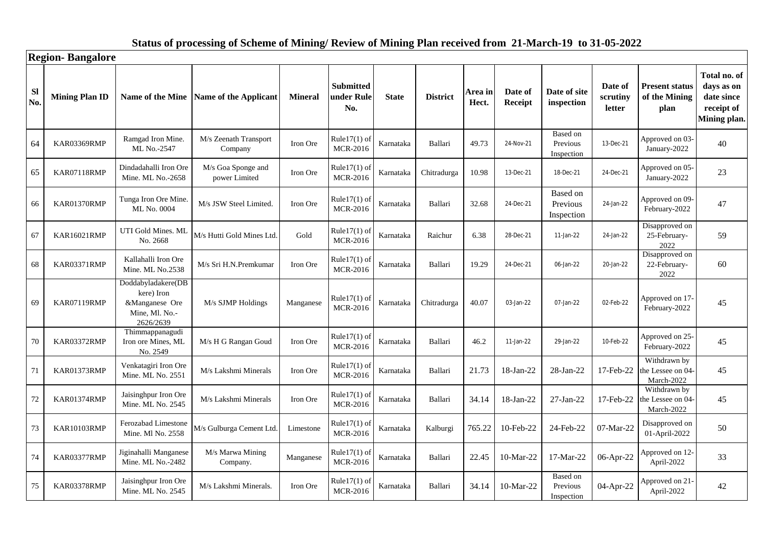## Status of processing of Scheme of Mining/ Review of Mining Plan received from 21-March-19 to 31-05-2022

### Region- Bangalore

| Sl No. | Mining Plan ID | Name of the Mine | Name of the Applicant | Mineral | Submitted under Rule No. | State | District | Area in Hect. | Date of Receipt | Date of site inspection | Date of scrutiny letter | Present status of the Mining plan | Total no. of days as on date since receipt of Mining plan. |
|---|---|---|---|---|---|---|---|---|---|---|---|---|---|
| 64 | KAR03369RMP | Ramgad Iron Mine. ML No.-2547 | M/s Zeenath Transport Company | Iron Ore | Rule17(1) of MCR-2016 | Karnataka | Ballari | 49.73 | 24-Nov-21 | Based on Previous Inspection | 13-Dec-21 | Approved on 03-January-2022 | 40 |
| 65 | KAR07118RMP | Dindadahalli Iron Ore Mine. ML No.-2658 | M/s Goa Sponge and power Limited | Iron Ore | Rule17(1) of MCR-2016 | Karnataka | Chitradurga | 10.98 | 13-Dec-21 | 18-Dec-21 | 24-Dec-21 | Approved on 05-January-2022 | 23 |
| 66 | KAR01370RMP | Tunga Iron Ore Mine. ML No. 0004 | M/s JSW Steel Limited. | Iron Ore | Rule17(1) of MCR-2016 | Karnataka | Ballari | 32.68 | 24-Dec-21 | Based on Previous Inspection | 24-Jan-22 | Approved on 09-February-2022 | 47 |
| 67 | KAR16021RMP | UTI Gold Mines. ML No. 2668 | M/s Hutti Gold Mines Ltd. | Gold | Rule17(1) of MCR-2016 | Karnataka | Raichur | 6.38 | 28-Dec-21 | 11-Jan-22 | 24-Jan-22 | Disapproved on 25-February-2022 | 59 |
| 68 | KAR03371RMP | Kallahalli Iron Ore Mine. ML No.2538 | M/s Sri H.N.Premkumar | Iron Ore | Rule17(1) of MCR-2016 | Karnataka | Ballari | 19.29 | 24-Dec-21 | 06-Jan-22 | 20-Jan-22 | Disapproved on 22-February-2022 | 60 |
| 69 | KAR07119RMP | Doddabyladakere(DB kere) Iron &Manganese Ore Mine, Ml. No.-2626/2639 | M/s SJMP Holdings | Manganese | Rule17(1) of MCR-2016 | Karnataka | Chitradurga | 40.07 | 03-Jan-22 | 07-Jan-22 | 02-Feb-22 | Approved on 17-February-2022 | 45 |
| 70 | KAR03372RMP | Thimmappanagudi Iron ore Mines, ML No. 2549 | M/s H G Rangan Goud | Iron Ore | Rule17(1) of MCR-2016 | Karnataka | Ballari | 46.2 | 11-Jan-22 | 29-Jan-22 | 10-Feb-22 | Approved on 25-February-2022 | 45 |
| 71 | KAR01373RMP | Venkatagiri Iron Ore Mine. ML No. 2551 | M/s Lakshmi Minerals | Iron Ore | Rule17(1) of MCR-2016 | Karnataka | Ballari | 21.73 | 18-Jan-22 | 28-Jan-22 | 17-Feb-22 | Withdrawn by the Lessee on 04-March-2022 | 45 |
| 72 | KAR01374RMP | Jaisinghpur Iron Ore Mine. ML No. 2545 | M/s Lakshmi Minerals | Iron Ore | Rule17(1) of MCR-2016 | Karnataka | Ballari | 34.14 | 18-Jan-22 | 27-Jan-22 | 17-Feb-22 | Withdrawn by the Lessee on 04-March-2022 | 45 |
| 73 | KAR10103RMP | Ferozabad Limestone Mine. Ml No. 2558 | M/s Gulburga Cement Ltd. | Limestone | Rule17(1) of MCR-2016 | Karnataka | Kalburgi | 765.22 | 10-Feb-22 | 24-Feb-22 | 07-Mar-22 | Disapproved on 01-April-2022 | 50 |
| 74 | KAR03377RMP | Jiginahalli Manganese Mine. ML No.-2482 | M/s Marwa Mining Company. | Manganese | Rule17(1) of MCR-2016 | Karnataka | Ballari | 22.45 | 10-Mar-22 | 17-Mar-22 | 06-Apr-22 | Approved on 12-April-2022 | 33 |
| 75 | KAR03378RMP | Jaisinghpur Iron Ore Mine. ML No. 2545 | M/s Lakshmi Minerals. | Iron Ore | Rule17(1) of MCR-2016 | Karnataka | Ballari | 34.14 | 10-Mar-22 | Based on Previous Inspection | 04-Apr-22 | Approved on 21-April-2022 | 42 |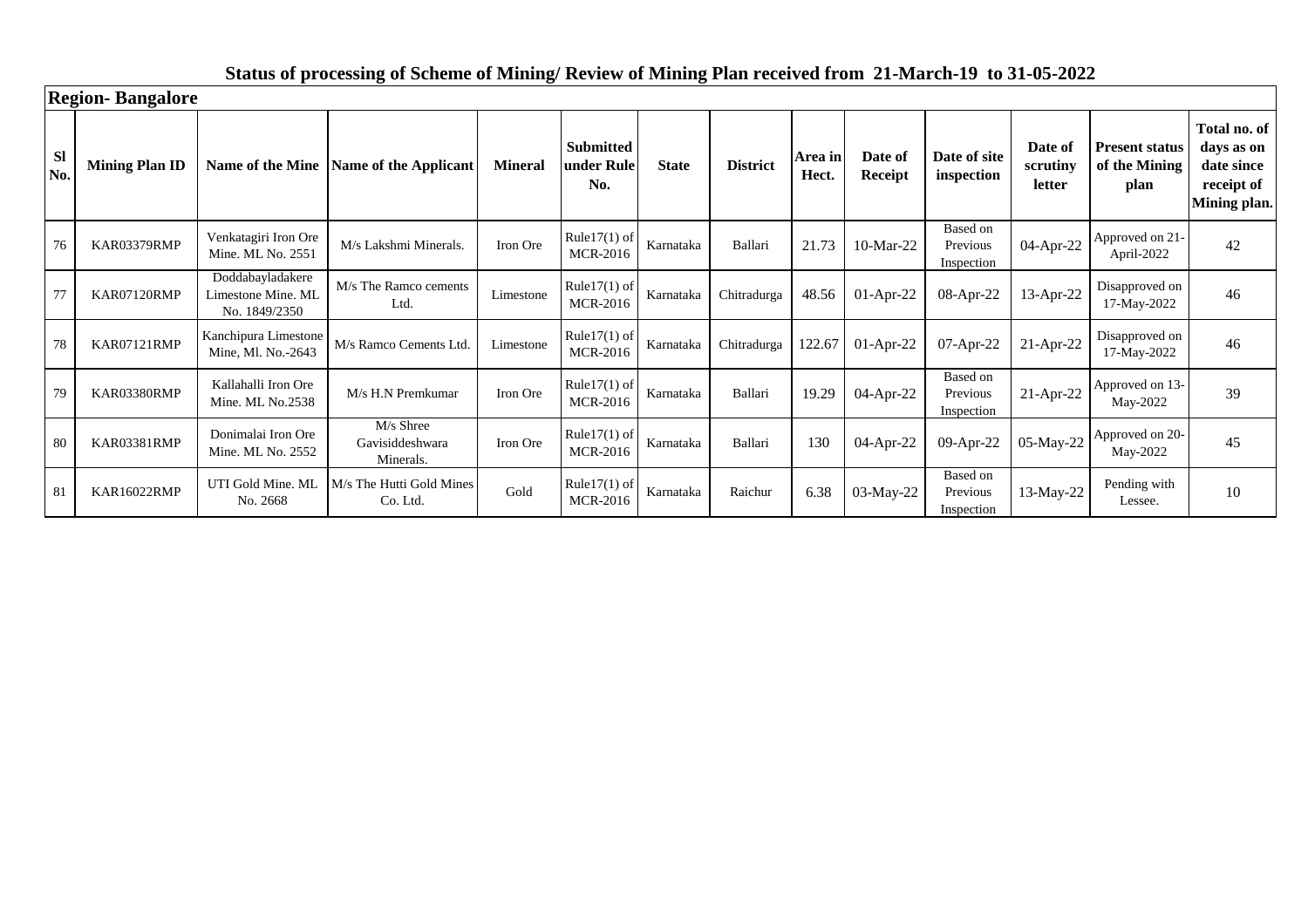## Status of processing of Scheme of Mining/ Review of Mining Plan received from 21-March-19 to 31-05-2022

**Region- Bangalore**

| Sl No. | Mining Plan ID | Name of the Mine | Name of the Applicant | Mineral | Submitted under Rule No. | State | District | Area in Hect. | Date of Receipt | Date of site inspection | Date of scrutiny letter | Present status of the Mining plan | Total no. of days as on date since receipt of Mining plan. |
|---|---|---|---|---|---|---|---|---|---|---|---|---|---|
| 76 | KAR03379RMP | Venkatagiri Iron Ore Mine. ML No. 2551 | M/s Lakshmi Minerals. | Iron Ore | Rule17(1) of MCR-2016 | Karnataka | Ballari | 21.73 | 10-Mar-22 | Based on Previous Inspection | 04-Apr-22 | Approved on 21-April-2022 | 42 |
| 77 | KAR07120RMP | Doddabayladakere Limestone Mine. ML No. 1849/2350 | M/s The Ramco cements Ltd. | Limestone | Rule17(1) of MCR-2016 | Karnataka | Chitradurga | 48.56 | 01-Apr-22 | 08-Apr-22 | 13-Apr-22 | Disapproved on 17-May-2022 | 46 |
| 78 | KAR07121RMP | Kanchipura Limestone Mine, Ml. No.-2643 | M/s Ramco Cements Ltd. | Limestone | Rule17(1) of MCR-2016 | Karnataka | Chitradurga | 122.67 | 01-Apr-22 | 07-Apr-22 | 21-Apr-22 | Disapproved on 17-May-2022 | 46 |
| 79 | KAR03380RMP | Kallahalli Iron Ore Mine. ML No.2538 | M/s H.N Premkumar | Iron Ore | Rule17(1) of MCR-2016 | Karnataka | Ballari | 19.29 | 04-Apr-22 | Based on Previous Inspection | 21-Apr-22 | Approved on 13-May-2022 | 39 |
| 80 | KAR03381RMP | Donimalai Iron Ore Mine. ML No. 2552 | M/s Shree Gavisiddeshwara Minerals. | Iron Ore | Rule17(1) of MCR-2016 | Karnataka | Ballari | 130 | 04-Apr-22 | 09-Apr-22 | 05-May-22 | Approved on 20-May-2022 | 45 |
| 81 | KAR16022RMP | UTI Gold Mine. ML No. 2668 | M/s The Hutti Gold Mines Co. Ltd. | Gold | Rule17(1) of MCR-2016 | Karnataka | Raichur | 6.38 | 03-May-22 | Based on Previous Inspection | 13-May-22 | Pending with Lessee. | 10 |